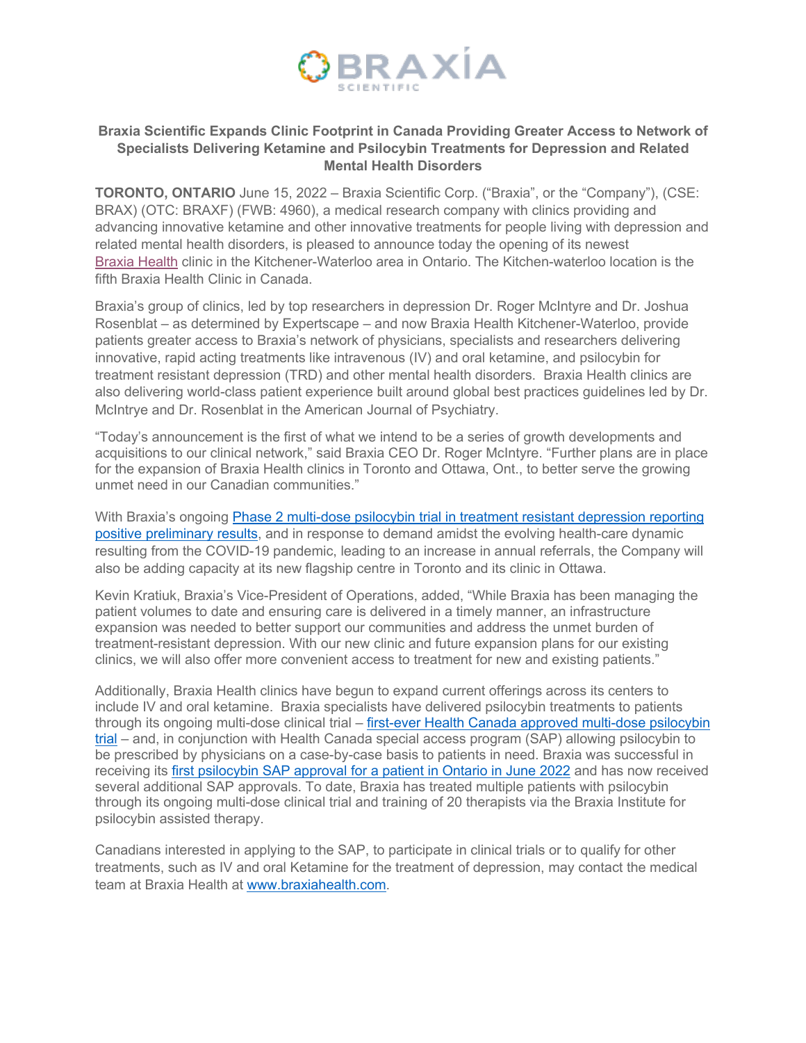# Braxia Scientific Expands Clinic Footprint in Canada Providing Greater Access to Network of Specialists Delivering Ketamine and Psilocybin Treatments for Depression and Related Mental Health Disorders

**TORONTO, ONTARIO** June 15, 2022 – Braxia Scientific Corp. ("Braxia", or the "Company"), (CSE: BRAX) (OTC: BRAXF) (FWB: 4960), a medical research company with clinics providing and advancing innovative ketamine and other innovative treatments for people living with depression and related mental health disorders, is pleased to announce today the opening of its newest Braxia Health clinic in the Kitchener-Waterloo area in Ontario. The Kitchen-waterloo location is the fifth Braxia Health Clinic in Canada.

Braxia's group of clinics, led by top researchers in depression Dr. Roger McIntyre and Dr. Joshua Rosenblat – as determined by Expertscape – and now Braxia Health Kitchener-Waterloo, provide patients greater access to Braxia's network of physicians, specialists and researchers delivering innovative, rapid acting treatments like intravenous (IV) and oral ketamine, and psilocybin for treatment resistant depression (TRD) and other mental health disorders. Braxia Health clinics are also delivering world-class patient experience built around global best practices guidelines led by Dr. McIntrye and Dr. Rosenblat in the American Journal of Psychiatry.

"Today's announcement is the first of what we intend to be a series of growth developments and acquisitions to our clinical network," said Braxia CEO Dr. Roger McIntyre. "Further plans are in place for the expansion of Braxia Health clinics in Toronto and Ottawa, Ont., to better serve the growing unmet need in our Canadian communities."

With Braxia's ongoing Phase 2 multi-dose psilocybin trial in treatment resistant depression reporting positive preliminary results, and in response to demand amidst the evolving health-care dynamic resulting from the COVID-19 pandemic, leading to an increase in annual referrals, the Company will also be adding capacity at its new flagship centre in Toronto and its clinic in Ottawa.

Kevin Kratiuk, Braxia's Vice-President of Operations, added, "While Braxia has been managing the patient volumes to date and ensuring care is delivered in a timely manner, an infrastructure expansion was needed to better support our communities and address the unmet burden of treatment-resistant depression. With our new clinic and future expansion plans for our existing clinics, we will also offer more convenient access to treatment for new and existing patients."

Additionally, Braxia Health clinics have begun to expand current offerings across its centers to include IV and oral ketamine. Braxia specialists have delivered psilocybin treatments to patients through its ongoing multi-dose clinical trial – first-ever Health Canada approved multi-dose psilocybin trial – and, in conjunction with Health Canada special access program (SAP) allowing psilocybin to be prescribed by physicians on a case-by-case basis to patients in need. Braxia was successful in receiving its first psilocybin SAP approval for a patient in Ontario in June 2022 and has now received several additional SAP approvals. To date, Braxia has treated multiple patients with psilocybin through its ongoing multi-dose clinical trial and training of 20 therapists via the Braxia Institute for psilocybin assisted therapy.

Canadians interested in applying to the SAP, to participate in clinical trials or to qualify for other treatments, such as IV and oral Ketamine for the treatment of depression, may contact the medical team at Braxia Health at www.braxiahealth.com.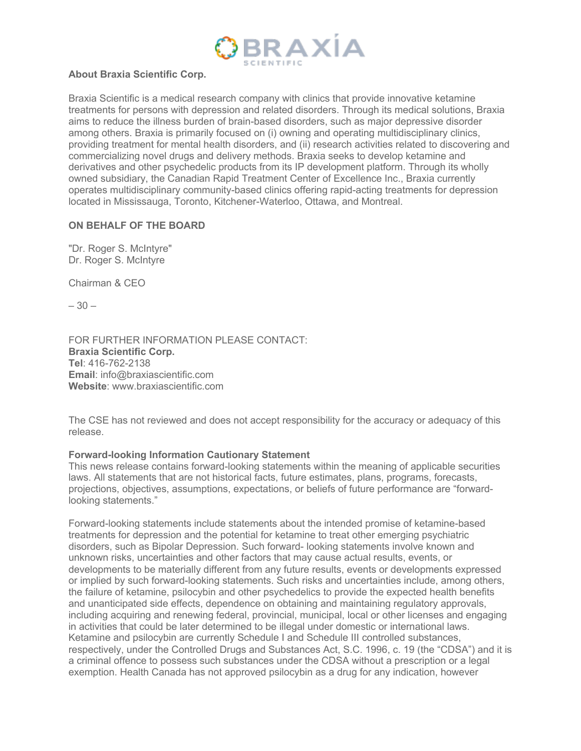**About Braxia Scientific Corp.**

Braxia Scientific is a medical research company with clinics that provide innovative ketamine treatments for persons with depression and related disorders. Through its medical solutions, Braxia aims to reduce the illness burden of brain-based disorders, such as major depressive disorder among others. Braxia is primarily focused on (i) owning and operating multidisciplinary clinics, providing treatment for mental health disorders, and (ii) research activities related to discovering and commercializing novel drugs and delivery methods. Braxia seeks to develop ketamine and derivatives and other psychedelic products from its IP development platform. Through its wholly owned subsidiary, the Canadian Rapid Treatment Center of Excellence Inc., Braxia currently operates multidisciplinary community-based clinics offering rapid-acting treatments for depression located in Mississauga, Toronto, Kitchener-Waterloo, Ottawa, and Montreal.

**ON BEHALF OF THE BOARD**

"Dr. Roger S. McIntyre"
Dr. Roger S. McIntyre

Chairman & CEO

– 30 –

FOR FURTHER INFORMATION PLEASE CONTACT:
**Braxia Scientific Corp.**
**Tel**: 416-762-2138
**Email**: info@braxiascientific.com
**Website**: www.braxiascientific.com

The CSE has not reviewed and does not accept responsibility for the accuracy or adequacy of this release.

**Forward-looking Information Cautionary Statement**
This news release contains forward-looking statements within the meaning of applicable securities laws. All statements that are not historical facts, future estimates, plans, programs, forecasts, projections, objectives, assumptions, expectations, or beliefs of future performance are "forward-looking statements."

Forward-looking statements include statements about the intended promise of ketamine-based treatments for depression and the potential for ketamine to treat other emerging psychiatric disorders, such as Bipolar Depression. Such forward- looking statements involve known and unknown risks, uncertainties and other factors that may cause actual results, events, or developments to be materially different from any future results, events or developments expressed or implied by such forward-looking statements. Such risks and uncertainties include, among others, the failure of ketamine, psilocybin and other psychedelics to provide the expected health benefits and unanticipated side effects, dependence on obtaining and maintaining regulatory approvals, including acquiring and renewing federal, provincial, municipal, local or other licenses and engaging in activities that could be later determined to be illegal under domestic or international laws. Ketamine and psilocybin are currently Schedule I and Schedule III controlled substances, respectively, under the Controlled Drugs and Substances Act, S.C. 1996, c. 19 (the "CDSA") and it is a criminal offence to possess such substances under the CDSA without a prescription or a legal exemption. Health Canada has not approved psilocybin as a drug for any indication, however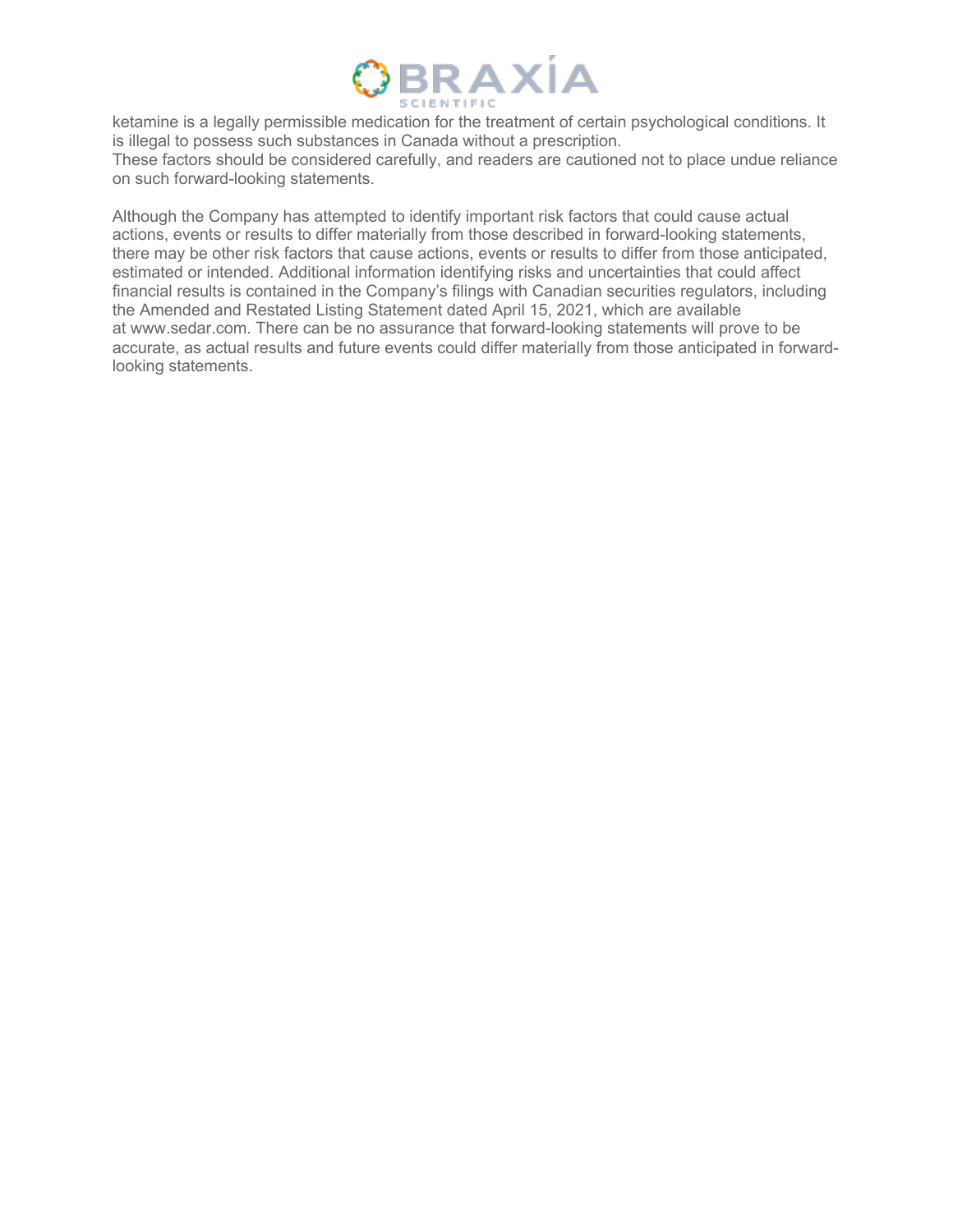ketamine is a legally permissible medication for the treatment of certain psychological conditions. It is illegal to possess such substances in Canada without a prescription.
These factors should be considered carefully, and readers are cautioned not to place undue reliance on such forward-looking statements.

Although the Company has attempted to identify important risk factors that could cause actual actions, events or results to differ materially from those described in forward-looking statements, there may be other risk factors that cause actions, events or results to differ from those anticipated, estimated or intended. Additional information identifying risks and uncertainties that could affect financial results is contained in the Company's filings with Canadian securities regulators, including the Amended and Restated Listing Statement dated April 15, 2021, which are available at www.sedar.com. There can be no assurance that forward-looking statements will prove to be accurate, as actual results and future events could differ materially from those anticipated in forward-looking statements.